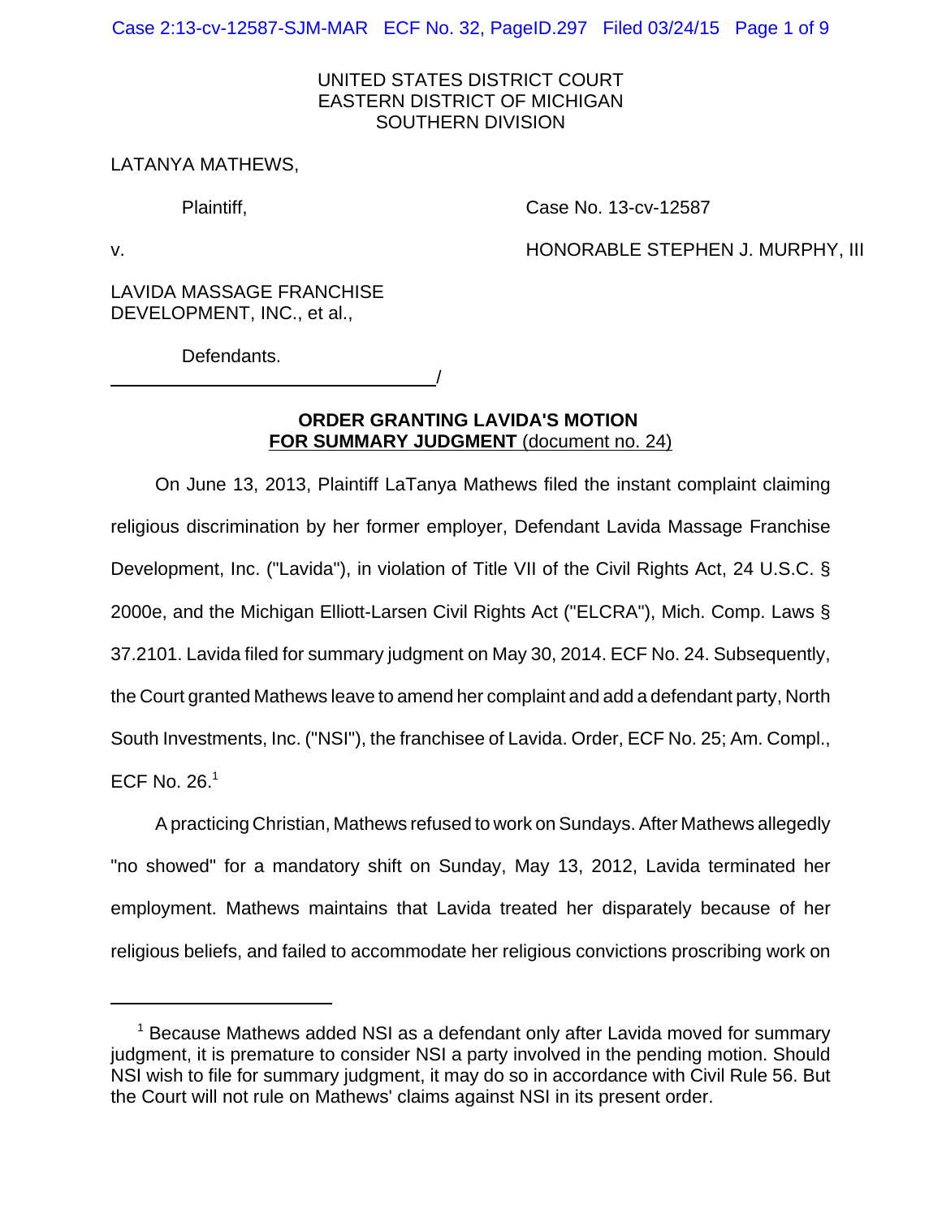UNITED STATES DISTRICT COURT
EASTERN DISTRICT OF MICHIGAN
SOUTHERN DIVISION

LATANYA MATHEWS,

Plaintiff,

Case No. 13-cv-12587

v.

HONORABLE STEPHEN J. MURPHY, III

LAVIDA MASSAGE FRANCHISE DEVELOPMENT, INC., et al.,

Defendants.

______________________________/

## ORDER GRANTING LAVIDA'S MOTION FOR SUMMARY JUDGMENT (document no. 24)

On June 13, 2013, Plaintiff LaTanya Mathews filed the instant complaint claiming religious discrimination by her former employer, Defendant Lavida Massage Franchise Development, Inc. ("Lavida"), in violation of Title VII of the Civil Rights Act, 24 U.S.C. § 2000e, and the Michigan Elliott-Larsen Civil Rights Act ("ELCRA"), Mich. Comp. Laws § 37.2101. Lavida filed for summary judgment on May 30, 2014. ECF No. 24. Subsequently, the Court granted Mathews leave to amend her complaint and add a defendant party, North South Investments, Inc. ("NSI"), the franchisee of Lavida. Order, ECF No. 25; Am. Compl., ECF No. 26.[1]

A practicing Christian, Mathews refused to work on Sundays. After Mathews allegedly "no showed" for a mandatory shift on Sunday, May 13, 2012, Lavida terminated her employment. Mathews maintains that Lavida treated her disparately because of her religious beliefs, and failed to accommodate her religious convictions proscribing work on

---

[1] Because Mathews added NSI as a defendant only after Lavida moved for summary judgment, it is premature to consider NSI a party involved in the pending motion. Should NSI wish to file for summary judgment, it may do so in accordance with Civil Rule 56. But the Court will not rule on Mathews' claims against NSI in its present order.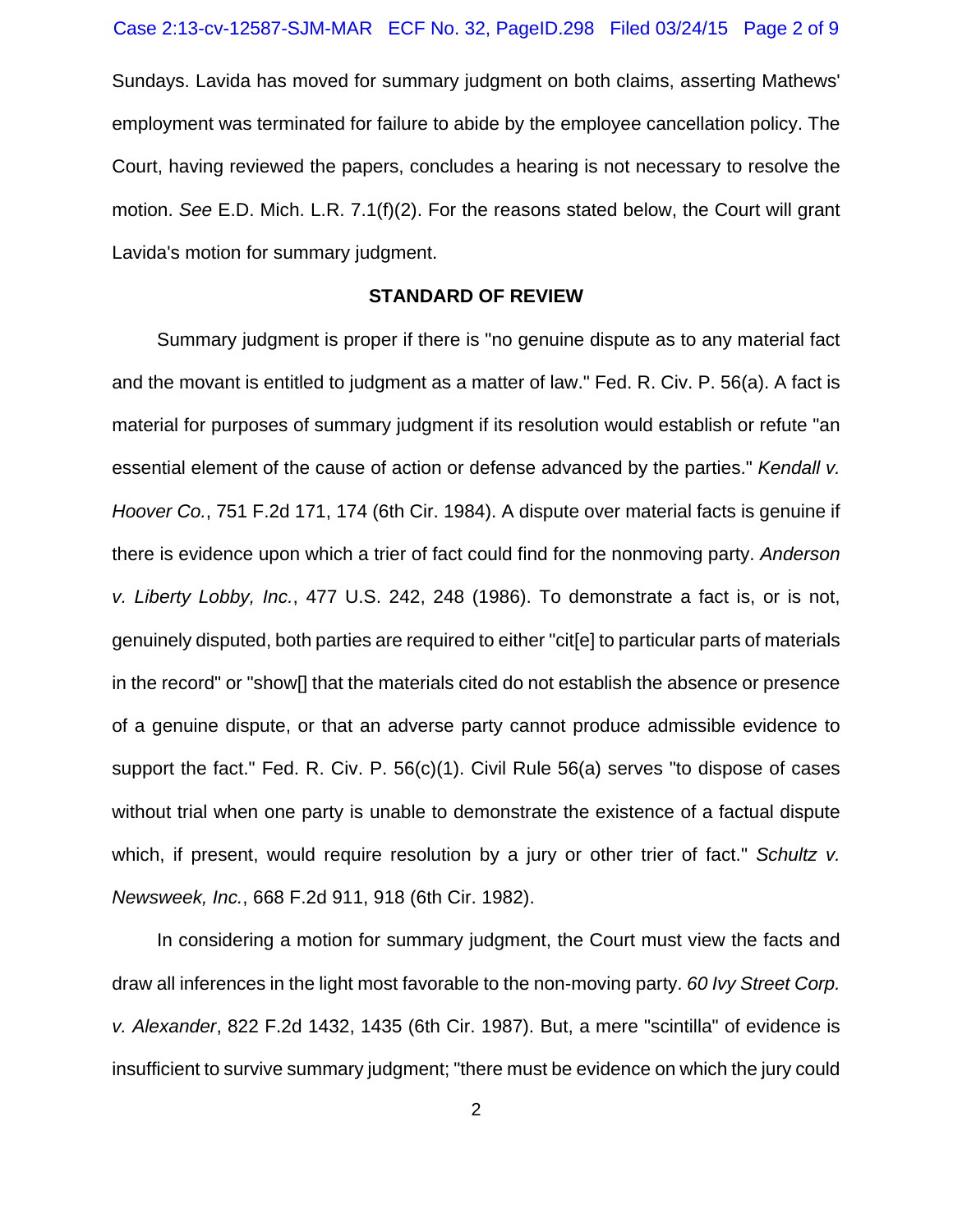Sundays. Lavida has moved for summary judgment on both claims, asserting Mathews' employment was terminated for failure to abide by the employee cancellation policy. The Court, having reviewed the papers, concludes a hearing is not necessary to resolve the motion. *See* E.D. Mich. L.R. 7.1(f)(2). For the reasons stated below, the Court will grant Lavida's motion for summary judgment.

## STANDARD OF REVIEW

Summary judgment is proper if there is "no genuine dispute as to any material fact and the movant is entitled to judgment as a matter of law." Fed. R. Civ. P. 56(a). A fact is material for purposes of summary judgment if its resolution would establish or refute "an essential element of the cause of action or defense advanced by the parties." *Kendall v. Hoover Co.*, 751 F.2d 171, 174 (6th Cir. 1984). A dispute over material facts is genuine if there is evidence upon which a trier of fact could find for the nonmoving party. *Anderson v. Liberty Lobby, Inc.*, 477 U.S. 242, 248 (1986). To demonstrate a fact is, or is not, genuinely disputed, both parties are required to either "cit[e] to particular parts of materials in the record" or "show[] that the materials cited do not establish the absence or presence of a genuine dispute, or that an adverse party cannot produce admissible evidence to support the fact." Fed. R. Civ. P. 56(c)(1). Civil Rule 56(a) serves "to dispose of cases without trial when one party is unable to demonstrate the existence of a factual dispute which, if present, would require resolution by a jury or other trier of fact." *Schultz v. Newsweek, Inc.*, 668 F.2d 911, 918 (6th Cir. 1982).

In considering a motion for summary judgment, the Court must view the facts and draw all inferences in the light most favorable to the non-moving party. *60 Ivy Street Corp. v. Alexander*, 822 F.2d 1432, 1435 (6th Cir. 1987). But, a mere "scintilla" of evidence is insufficient to survive summary judgment; "there must be evidence on which the jury could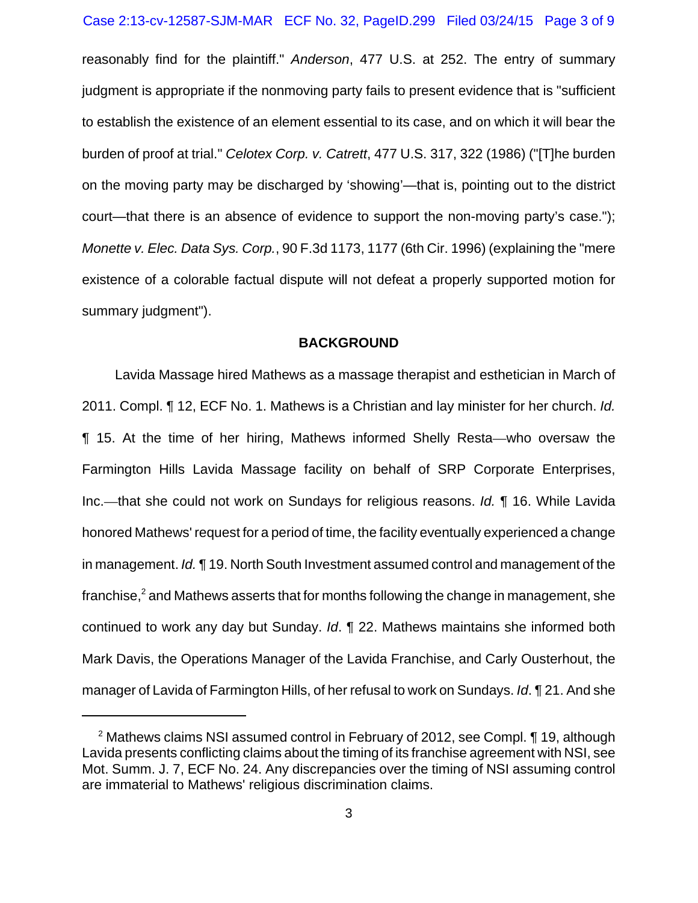reasonably find for the plaintiff." *Anderson*, 477 U.S. at 252. The entry of summary judgment is appropriate if the nonmoving party fails to present evidence that is "sufficient to establish the existence of an element essential to its case, and on which it will bear the burden of proof at trial." *Celotex Corp. v. Catrett*, 477 U.S. 317, 322 (1986) ("[T]he burden on the moving party may be discharged by 'showing'—that is, pointing out to the district court—that there is an absence of evidence to support the non-moving party's case."); *Monette v. Elec. Data Sys. Corp.*, 90 F.3d 1173, 1177 (6th Cir. 1996) (explaining the "mere existence of a colorable factual dispute will not defeat a properly supported motion for summary judgment").

## BACKGROUND

Lavida Massage hired Mathews as a massage therapist and esthetician in March of 2011. Compl. ¶ 12, ECF No. 1. Mathews is a Christian and lay minister for her church. *Id.* ¶ 15. At the time of her hiring, Mathews informed Shelly Resta—who oversaw the Farmington Hills Lavida Massage facility on behalf of SRP Corporate Enterprises, Inc.—that she could not work on Sundays for religious reasons. *Id.* ¶ 16. While Lavida honored Mathews' request for a period of time, the facility eventually experienced a change in management. *Id.* ¶ 19. North South Investment assumed control and management of the franchise,[2] and Mathews asserts that for months following the change in management, she continued to work any day but Sunday. *Id*. ¶ 22. Mathews maintains she informed both Mark Davis, the Operations Manager of the Lavida Franchise, and Carly Ousterhout, the manager of Lavida of Farmington Hills, of her refusal to work on Sundays. *Id*. ¶ 21. And she

[2] Mathews claims NSI assumed control in February of 2012, see Compl. ¶ 19, although Lavida presents conflicting claims about the timing of its franchise agreement with NSI, see Mot. Summ. J. 7, ECF No. 24. Any discrepancies over the timing of NSI assuming control are immaterial to Mathews' religious discrimination claims.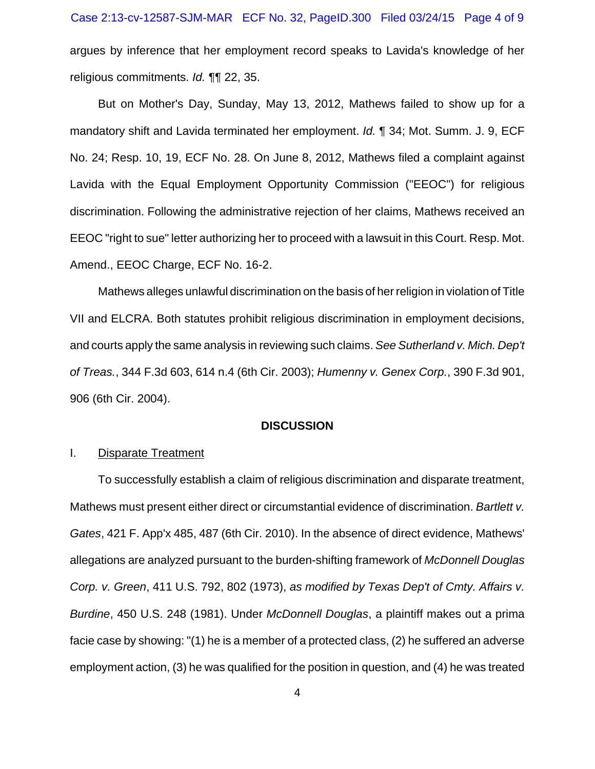argues by inference that her employment record speaks to Lavida's knowledge of her religious commitments. *Id.* ¶¶ 22, 35.

But on Mother's Day, Sunday, May 13, 2012, Mathews failed to show up for a mandatory shift and Lavida terminated her employment. *Id.* ¶ 34; Mot. Summ. J. 9, ECF No. 24; Resp. 10, 19, ECF No. 28. On June 8, 2012, Mathews filed a complaint against Lavida with the Equal Employment Opportunity Commission ("EEOC") for religious discrimination. Following the administrative rejection of her claims, Mathews received an EEOC "right to sue" letter authorizing her to proceed with a lawsuit in this Court. Resp. Mot. Amend., EEOC Charge, ECF No. 16-2.

Mathews alleges unlawful discrimination on the basis of her religion in violation of Title VII and ELCRA. Both statutes prohibit religious discrimination in employment decisions, and courts apply the same analysis in reviewing such claims. *See Sutherland v. Mich. Dep't of Treas.*, 344 F.3d 603, 614 n.4 (6th Cir. 2003); *Humenny v. Genex Corp.*, 390 F.3d 901, 906 (6th Cir. 2004).

## DISCUSSION

### I. Disparate Treatment

To successfully establish a claim of religious discrimination and disparate treatment, Mathews must present either direct or circumstantial evidence of discrimination. *Bartlett v. Gates*, 421 F. App'x 485, 487 (6th Cir. 2010). In the absence of direct evidence, Mathews' allegations are analyzed pursuant to the burden-shifting framework of *McDonnell Douglas Corp. v. Green*, 411 U.S. 792, 802 (1973), *as modified by Texas Dep't of Cmty. Affairs v. Burdine*, 450 U.S. 248 (1981). Under *McDonnell Douglas*, a plaintiff makes out a prima facie case by showing: "(1) he is a member of a protected class, (2) he suffered an adverse employment action, (3) he was qualified for the position in question, and (4) he was treated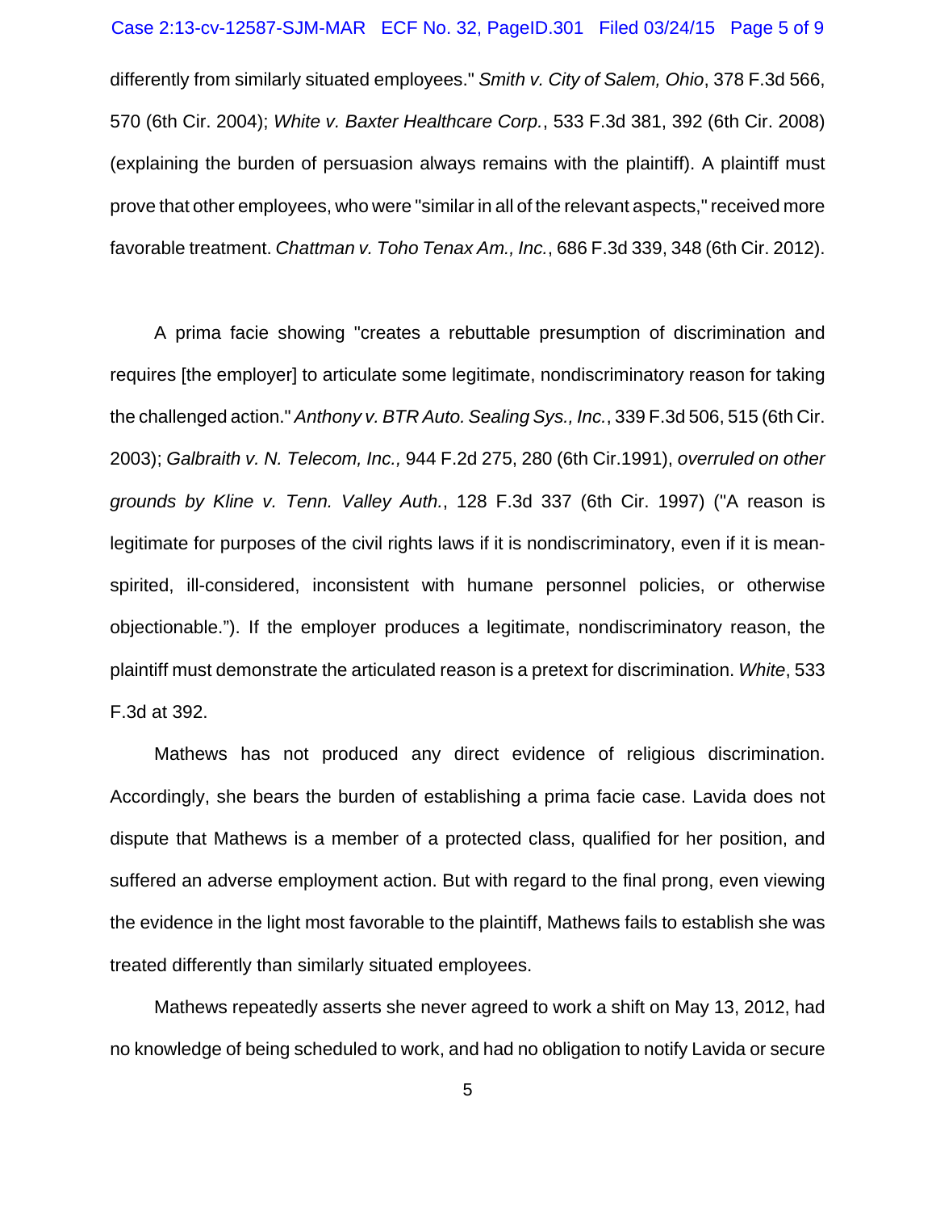differently from similarly situated employees." *Smith v. City of Salem, Ohio*, 378 F.3d 566, 570 (6th Cir. 2004); *White v. Baxter Healthcare Corp.*, 533 F.3d 381, 392 (6th Cir. 2008) (explaining the burden of persuasion always remains with the plaintiff). A plaintiff must prove that other employees, who were "similar in all of the relevant aspects," received more favorable treatment. *Chattman v. Toho Tenax Am., Inc.*, 686 F.3d 339, 348 (6th Cir. 2012).

A prima facie showing "creates a rebuttable presumption of discrimination and requires [the employer] to articulate some legitimate, nondiscriminatory reason for taking the challenged action." *Anthony v. BTR Auto. Sealing Sys., Inc.*, 339 F.3d 506, 515 (6th Cir. 2003); *Galbraith v. N. Telecom, Inc.,* 944 F.2d 275, 280 (6th Cir.1991), *overruled on other grounds by Kline v. Tenn. Valley Auth.*, 128 F.3d 337 (6th Cir. 1997) ("A reason is legitimate for purposes of the civil rights laws if it is nondiscriminatory, even if it is mean-spirited, ill-considered, inconsistent with humane personnel policies, or otherwise objectionable."). If the employer produces a legitimate, nondiscriminatory reason, the plaintiff must demonstrate the articulated reason is a pretext for discrimination. *White*, 533 F.3d at 392.

Mathews has not produced any direct evidence of religious discrimination. Accordingly, she bears the burden of establishing a prima facie case. Lavida does not dispute that Mathews is a member of a protected class, qualified for her position, and suffered an adverse employment action. But with regard to the final prong, even viewing the evidence in the light most favorable to the plaintiff, Mathews fails to establish she was treated differently than similarly situated employees.

Mathews repeatedly asserts she never agreed to work a shift on May 13, 2012, had no knowledge of being scheduled to work, and had no obligation to notify Lavida or secure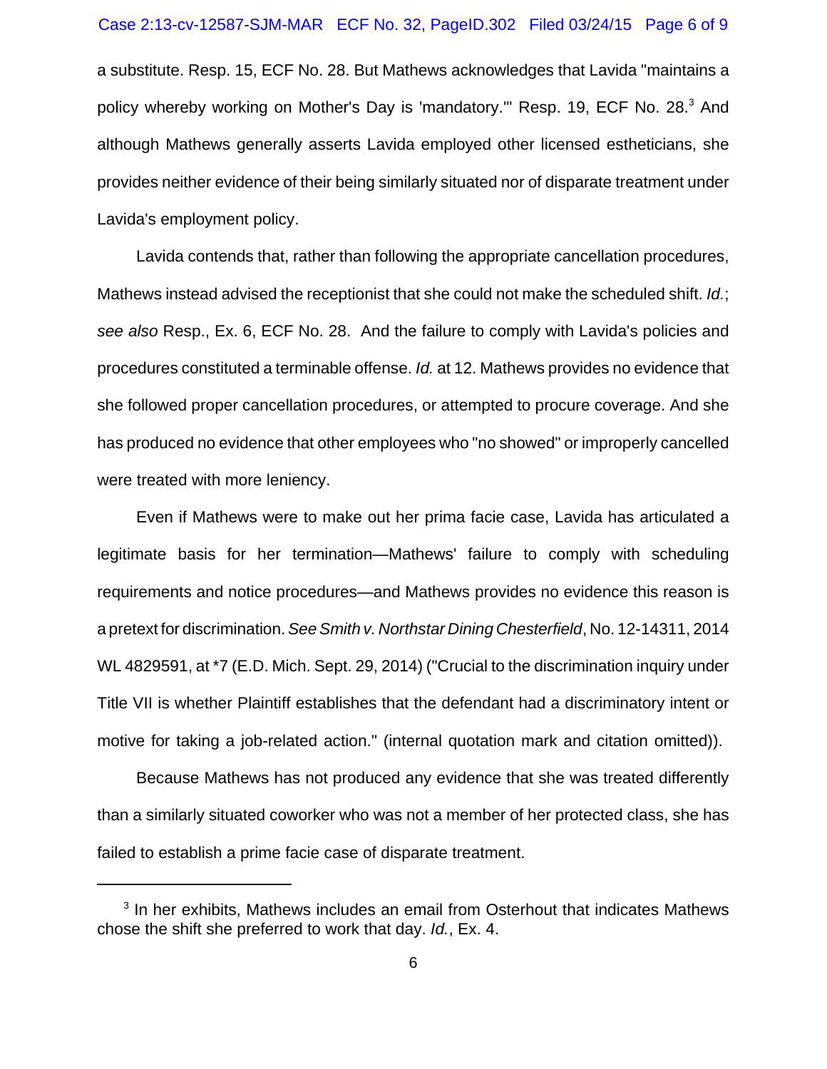a substitute. Resp. 15, ECF No. 28. But Mathews acknowledges that Lavida "maintains a policy whereby working on Mother's Day is 'mandatory.'" Resp. 19, ECF No. 28.[3] And although Mathews generally asserts Lavida employed other licensed estheticians, she provides neither evidence of their being similarly situated nor of disparate treatment under Lavida's employment policy.

Lavida contends that, rather than following the appropriate cancellation procedures, Mathews instead advised the receptionist that she could not make the scheduled shift. *Id.*; *see also* Resp., Ex. 6, ECF No. 28. And the failure to comply with Lavida's policies and procedures constituted a terminable offense. *Id.* at 12. Mathews provides no evidence that she followed proper cancellation procedures, or attempted to procure coverage. And she has produced no evidence that other employees who "no showed" or improperly cancelled were treated with more leniency.

Even if Mathews were to make out her prima facie case, Lavida has articulated a legitimate basis for her termination—Mathews' failure to comply with scheduling requirements and notice procedures—and Mathews provides no evidence this reason is a pretext for discrimination. *See Smith v. Northstar Dining Chesterfield*, No. 12-14311, 2014 WL 4829591, at *7 (E.D. Mich. Sept. 29, 2014) ("Crucial to the discrimination inquiry under Title VII is whether Plaintiff establishes that the defendant had a discriminatory intent or motive for taking a job-related action." (internal quotation mark and citation omitted)).

Because Mathews has not produced any evidence that she was treated differently than a similarly situated coworker who was not a member of her protected class, she has failed to establish a prime facie case of disparate treatment.

---

[3] In her exhibits, Mathews includes an email from Osterhout that indicates Mathews chose the shift she preferred to work that day. *Id.*, Ex. 4.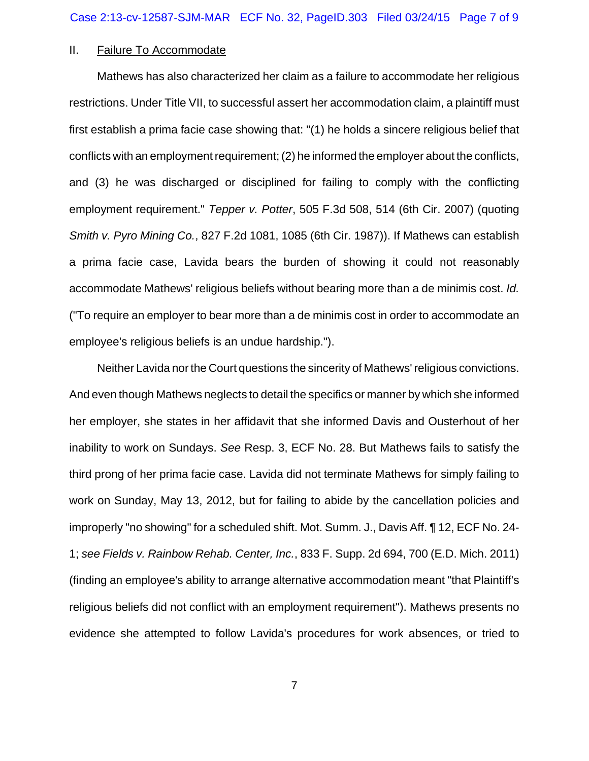II. <u>Failure To Accommodate</u>

Mathews has also characterized her claim as a failure to accommodate her religious restrictions. Under Title VII, to successful assert her accommodation claim, a plaintiff must first establish a prima facie case showing that: "(1) he holds a sincere religious belief that conflicts with an employment requirement; (2) he informed the employer about the conflicts, and (3) he was discharged or disciplined for failing to comply with the conflicting employment requirement." *Tepper v. Potter*, 505 F.3d 508, 514 (6th Cir. 2007) (quoting *Smith v. Pyro Mining Co.*, 827 F.2d 1081, 1085 (6th Cir. 1987)). If Mathews can establish a prima facie case, Lavida bears the burden of showing it could not reasonably accommodate Mathews' religious beliefs without bearing more than a de minimis cost. *Id.* ("To require an employer to bear more than a de minimis cost in order to accommodate an employee's religious beliefs is an undue hardship.").

Neither Lavida nor the Court questions the sincerity of Mathews' religious convictions. And even though Mathews neglects to detail the specifics or manner by which she informed her employer, she states in her affidavit that she informed Davis and Ousterhout of her inability to work on Sundays. *See* Resp. 3, ECF No. 28. But Mathews fails to satisfy the third prong of her prima facie case. Lavida did not terminate Mathews for simply failing to work on Sunday, May 13, 2012, but for failing to abide by the cancellation policies and improperly "no showing" for a scheduled shift. Mot. Summ. J., Davis Aff. ¶ 12, ECF No. 24-1; *see Fields v. Rainbow Rehab. Center, Inc.*, 833 F. Supp. 2d 694, 700 (E.D. Mich. 2011) (finding an employee's ability to arrange alternative accommodation meant "that Plaintiff's religious beliefs did not conflict with an employment requirement"). Mathews presents no evidence she attempted to follow Lavida's procedures for work absences, or tried to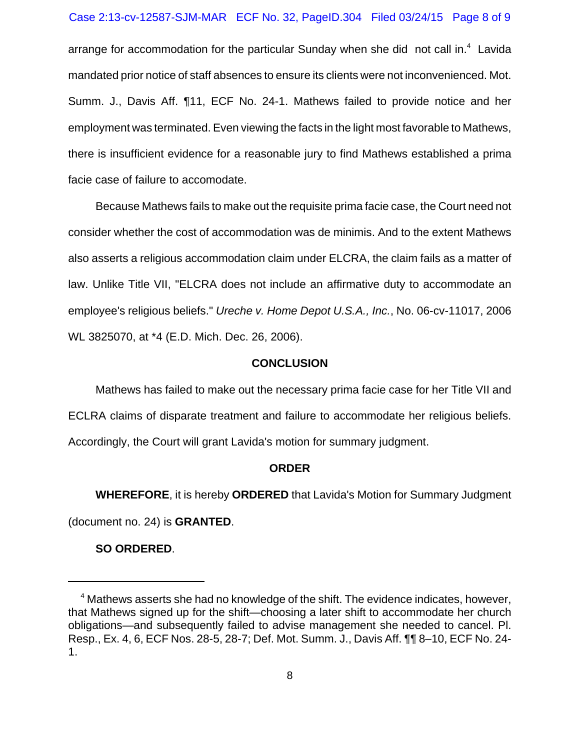arrange for accommodation for the particular Sunday when she did not call in.[4] Lavida mandated prior notice of staff absences to ensure its clients were not inconvenienced. Mot. Summ. J., Davis Aff. ¶11, ECF No. 24-1. Mathews failed to provide notice and her employment was terminated. Even viewing the facts in the light most favorable to Mathews, there is insufficient evidence for a reasonable jury to find Mathews established a prima facie case of failure to accomodate.

Because Mathews fails to make out the requisite prima facie case, the Court need not consider whether the cost of accommodation was de minimis. And to the extent Mathews also asserts a religious accommodation claim under ELCRA, the claim fails as a matter of law. Unlike Title VII, "ELCRA does not include an affirmative duty to accommodate an employee's religious beliefs." *Ureche v. Home Depot U.S.A., Inc.*, No. 06-cv-11017, 2006 WL 3825070, at *4 (E.D. Mich. Dec. 26, 2006).

## CONCLUSION

Mathews has failed to make out the necessary prima facie case for her Title VII and ECLRA claims of disparate treatment and failure to accommodate her religious beliefs. Accordingly, the Court will grant Lavida's motion for summary judgment.

## ORDER

**WHEREFORE**, it is hereby **ORDERED** that Lavida's Motion for Summary Judgment (document no. 24) is **GRANTED**.

**SO ORDERED**.

---

[4] Mathews asserts she had no knowledge of the shift. The evidence indicates, however, that Mathews signed up for the shift—choosing a later shift to accommodate her church obligations—and subsequently failed to advise management she needed to cancel. Pl. Resp., Ex. 4, 6, ECF Nos. 28-5, 28-7; Def. Mot. Summ. J., Davis Aff. ¶¶ 8–10, ECF No. 24-1.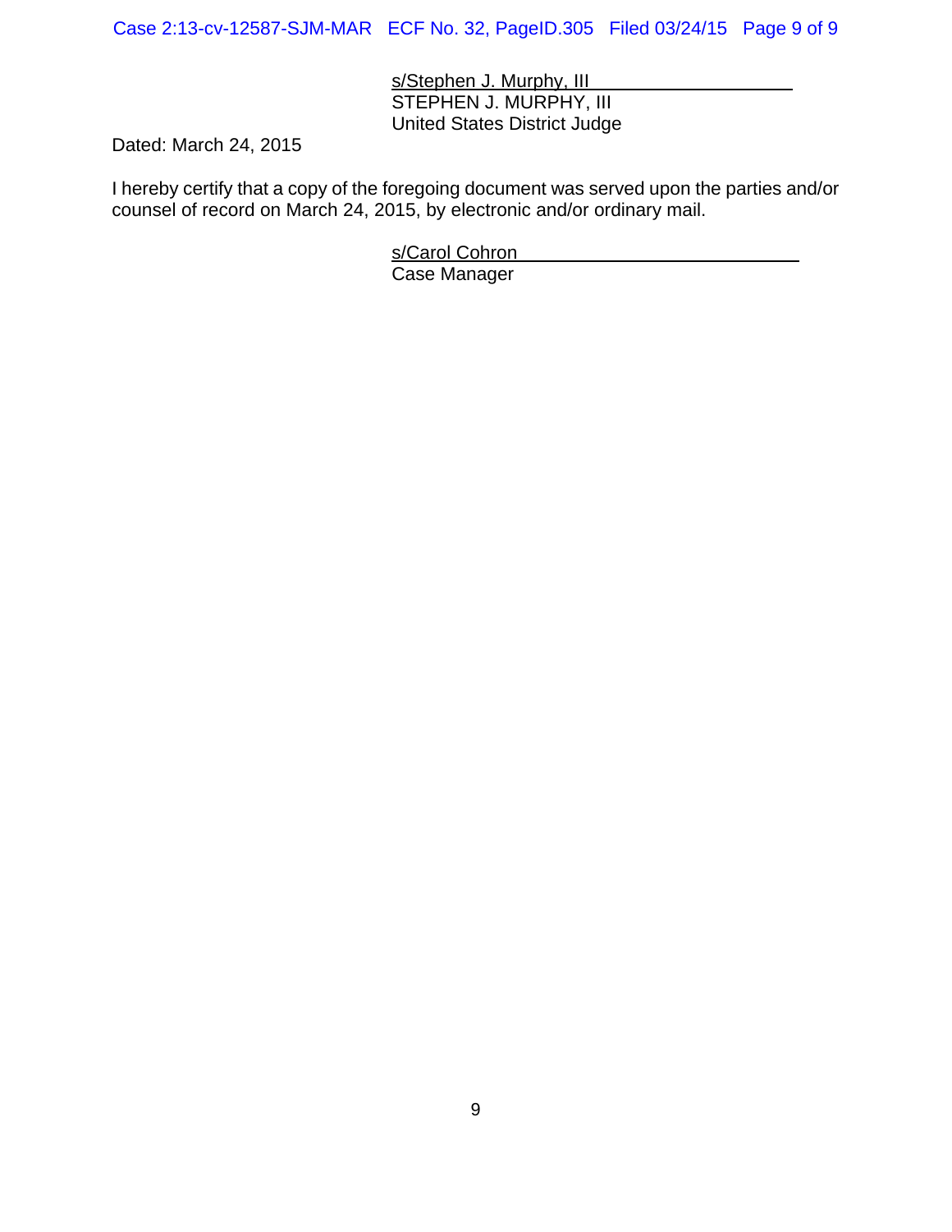s/Stephen J. Murphy, III
STEPHEN J. MURPHY, III
United States District Judge

Dated: March 24, 2015

I hereby certify that a copy of the foregoing document was served upon the parties and/or counsel of record on March 24, 2015, by electronic and/or ordinary mail.

s/Carol Cohron
Case Manager